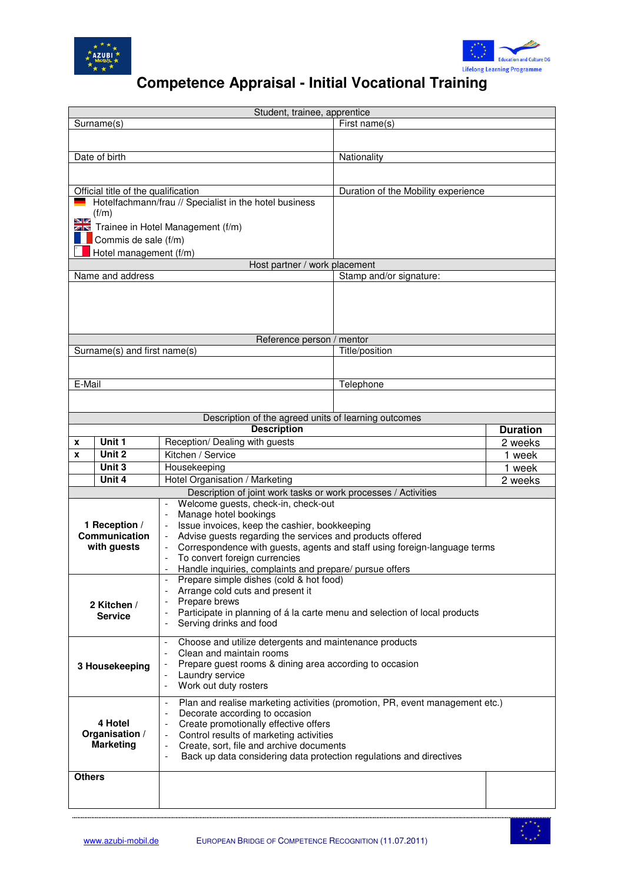# Competence Appraisal - Initial Vocational Training

| Student, trainee, apprentice | |
|---|---|
| Surname(s) | First name(s) |
| | |
| Date of birth | Nationality |
| | |
| Official title of the qualification | Duration of the Mobility experience |
| Hotelfachmann/frau // Specialist in the hotel business (f/m)<br>Trainee in Hotel Management (f/m)<br>Commis de sale (f/m)<br>Hotel management (f/m) | |
| **Host partner / work placement** | |
| Name and address | Stamp and/or signature: |
| | |
| **Reference person / mentor** | |
| Surname(s) and first name(s) | Title/position |
| | |
| E-Mail | Telephone |
| | |

| Description of the agreed units of learning outcomes | | | |
|---|---|---|---|
| | | **Description** | **Duration** |
| x | **Unit 1** | Reception/ Dealing with guests | 2 weeks |
| x | **Unit 2** | Kitchen / Service | 1 week |
| | **Unit 3** | Housekeeping | 1 week |
| | **Unit 4** | Hotel Organisation / Marketing | 2 weeks |

| Description of joint work tasks or work processes / Activities | | |
|---|---|---|
| **1 Reception / Communication with guests** | - Welcome guests, check-in, check-out<br>- Manage hotel bookings<br>- Issue invoices, keep the cashier, bookkeeping<br>- Advise guests regarding the services and products offered<br>- Correspondence with guests, agents and staff using foreign-language terms<br>- To convert foreign currencies<br>- Handle inquiries, complaints and prepare/ pursue offers | |
| **2 Kitchen / Service** | - Prepare simple dishes (cold & hot food)<br>- Arrange cold cuts and present it<br>- Prepare brews<br>- Participate in planning of á la carte menu and selection of local products<br>- Serving drinks and food | |
| **3 Housekeeping** | - Choose and utilize detergents and maintenance products<br>- Clean and maintain rooms<br>- Prepare guest rooms & dining area according to occasion<br>- Laundry service<br>- Work out duty rosters | |
| **4 Hotel Organisation / Marketing** | - Plan and realise marketing activities (promotion, PR, event management etc.)<br>- Decorate according to occasion<br>- Create promotionally effective offers<br>- Control results of marketing activities<br>- Create, sort, file and archive documents<br>- Back up data considering data protection regulations and directives | |
| **Others** | | |

www.azubi-mobil.de EUROPEAN BRIDGE OF COMPETENCE RECOGNITION (11.07.2011)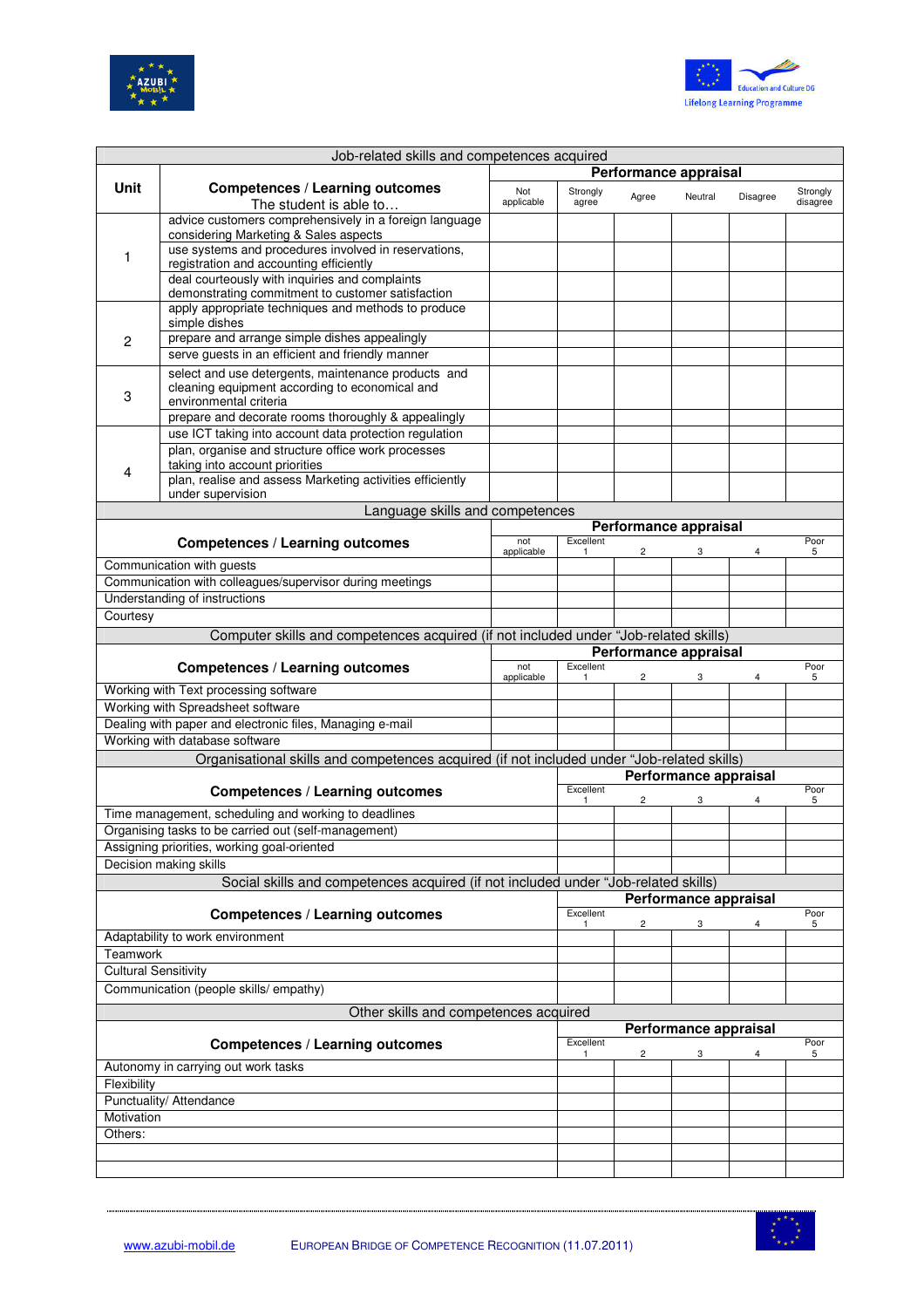| Job-related skills and competences acquired | | | | | | | |
|---|---|---|---|---|---|---|---|
| **Unit** | **Competences / Learning outcomes** The student is able to… | **Performance appraisal** | | | | | |
| | | Not applicable | Strongly agree | Agree | Neutral | Disagree | Strongly disagree |
| 1 | advice customers comprehensively in a foreign language considering Marketing & Sales aspects | | | | | | |
| | use systems and procedures involved in reservations, registration and accounting efficiently | | | | | | |
| | deal courteously with inquiries and complaints demonstrating commitment to customer satisfaction | | | | | | |
| 2 | apply appropriate techniques and methods to produce simple dishes | | | | | | |
| | prepare and arrange simple dishes appealingly | | | | | | |
| | serve guests in an efficient and friendly manner | | | | | | |
| 3 | select and use detergents, maintenance products and cleaning equipment according to economical and environmental criteria | | | | | | |
| | prepare and decorate rooms thoroughly & appealingly | | | | | | |
| 4 | use ICT taking into account data protection regulation | | | | | | |
| | plan, organise and structure office work processes taking into account priorities | | | | | | |
| | plan, realise and assess Marketing activities efficiently under supervision | | | | | | |

| Language skills and competences | | | | | | |
|---|---|---|---|---|---|---|
| **Competences / Learning outcomes** | **Performance appraisal** | | | | | |
| | not applicable | Excellent 1 | 2 | 3 | 4 | Poor 5 |
| Communication with guests | | | | | | |
| Communication with colleagues/supervisor during meetings | | | | | | |
| Understanding of instructions | | | | | | |
| Courtesy | | | | | | |

| Computer skills and competences acquired (if not included under "Job-related skills) | | | | | | |
|---|---|---|---|---|---|---|
| **Competences / Learning outcomes** | **Performance appraisal** | | | | | |
| | not applicable | Excellent 1 | 2 | 3 | 4 | Poor 5 |
| Working with Text processing software | | | | | | |
| Working with Spreadsheet software | | | | | | |
| Dealing with paper and electronic files, Managing e-mail | | | | | | |
| Working with database software | | | | | | |

| Organisational skills and competences acquired (if not included under "Job-related skills) | | | | | |
|---|---|---|---|---|---|
| **Competences / Learning outcomes** | **Performance appraisal** | | | | |
| | Excellent 1 | 2 | 3 | 4 | Poor 5 |
| Time management, scheduling and working to deadlines | | | | | |
| Organising tasks to be carried out (self-management) | | | | | |
| Assigning priorities, working goal-oriented | | | | | |
| Decision making skills | | | | | |

| Social skills and competences acquired (if not included under "Job-related skills) | | | | | |
|---|---|---|---|---|---|
| **Competences / Learning outcomes** | **Performance appraisal** | | | | |
| | Excellent 1 | 2 | 3 | 4 | Poor 5 |
| Adaptability to work environment | | | | | |
| Teamwork | | | | | |
| Cultural Sensitivity | | | | | |
| Communication (people skills/ empathy) | | | | | |

| Other skills and competences acquired | | | | | |
|---|---|---|---|---|---|
| **Competences / Learning outcomes** | **Performance appraisal** | | | | |
| | Excellent 1 | 2 | 3 | 4 | Poor 5 |
| Autonomy in carrying out work tasks | | | | | |
| Flexibility | | | | | |
| Punctuality/ Attendance | | | | | |
| Motivation | | | | | |
| Others: | | | | | |
| | | | | | |
| | | | | | |

www.azubi-mobil.de EUROPEAN BRIDGE OF COMPETENCE RECOGNITION (11.07.2011)